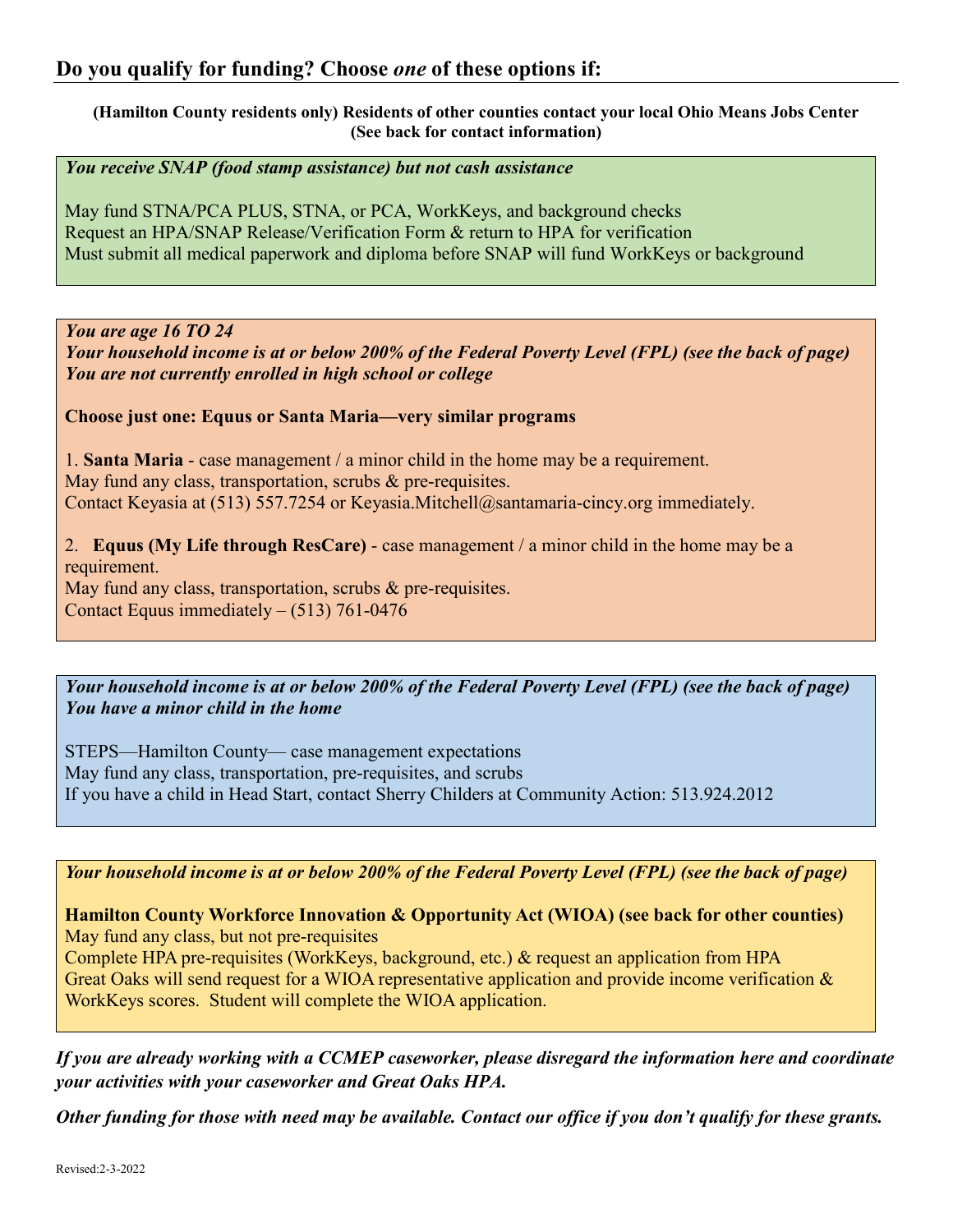## Do you qualify for funding? Choose *one* of these options if:

**(Hamilton County residents only) Residents of other counties contact your local Ohio Means Jobs Center (See back for contact information)**

***You receive SNAP (food stamp assistance) but not cash assistance***

May fund STNA/PCA PLUS, STNA, or PCA, WorkKeys, and background checks
Request an HPA/SNAP Release/Verification Form & return to HPA for verification
Must submit all medical paperwork and diploma before SNAP will fund WorkKeys or background

***You are age 16 TO 24***
***Your household income is at or below 200% of the Federal Poverty Level (FPL) (see the back of page)***
***You are not currently enrolled in high school or college***

**Choose just one: Equus or Santa Maria—very similar programs**

1. **Santa Maria** - case management / a minor child in the home may be a requirement.
May fund any class, transportation, scrubs & pre-requisites.
Contact Keyasia at (513) 557.7254 or Keyasia.Mitchell@santamaria-cincy.org immediately.

2. **Equus (My Life through ResCare)** - case management / a minor child in the home may be a requirement.
May fund any class, transportation, scrubs & pre-requisites.
Contact Equus immediately – (513) 761-0476

***Your household income is at or below 200% of the Federal Poverty Level (FPL) (see the back of page)***
***You have a minor child in the home***

STEPS—Hamilton County— case management expectations
May fund any class, transportation, pre-requisites, and scrubs
If you have a child in Head Start, contact Sherry Childers at Community Action: 513.924.2012

***Your household income is at or below 200% of the Federal Poverty Level (FPL) (see the back of page)***

**Hamilton County Workforce Innovation & Opportunity Act (WIOA) (see back for other counties)**
May fund any class, but not pre-requisites
Complete HPA pre-requisites (WorkKeys, background, etc.) & request an application from HPA
Great Oaks will send request for a WIOA representative application and provide income verification & WorkKeys scores. Student will complete the WIOA application.

***If you are already working with a CCMEP caseworker, please disregard the information here and coordinate your activities with your caseworker and Great Oaks HPA.***

***Other funding for those with need may be available. Contact our office if you don't qualify for these grants.***

Revised:2-3-2022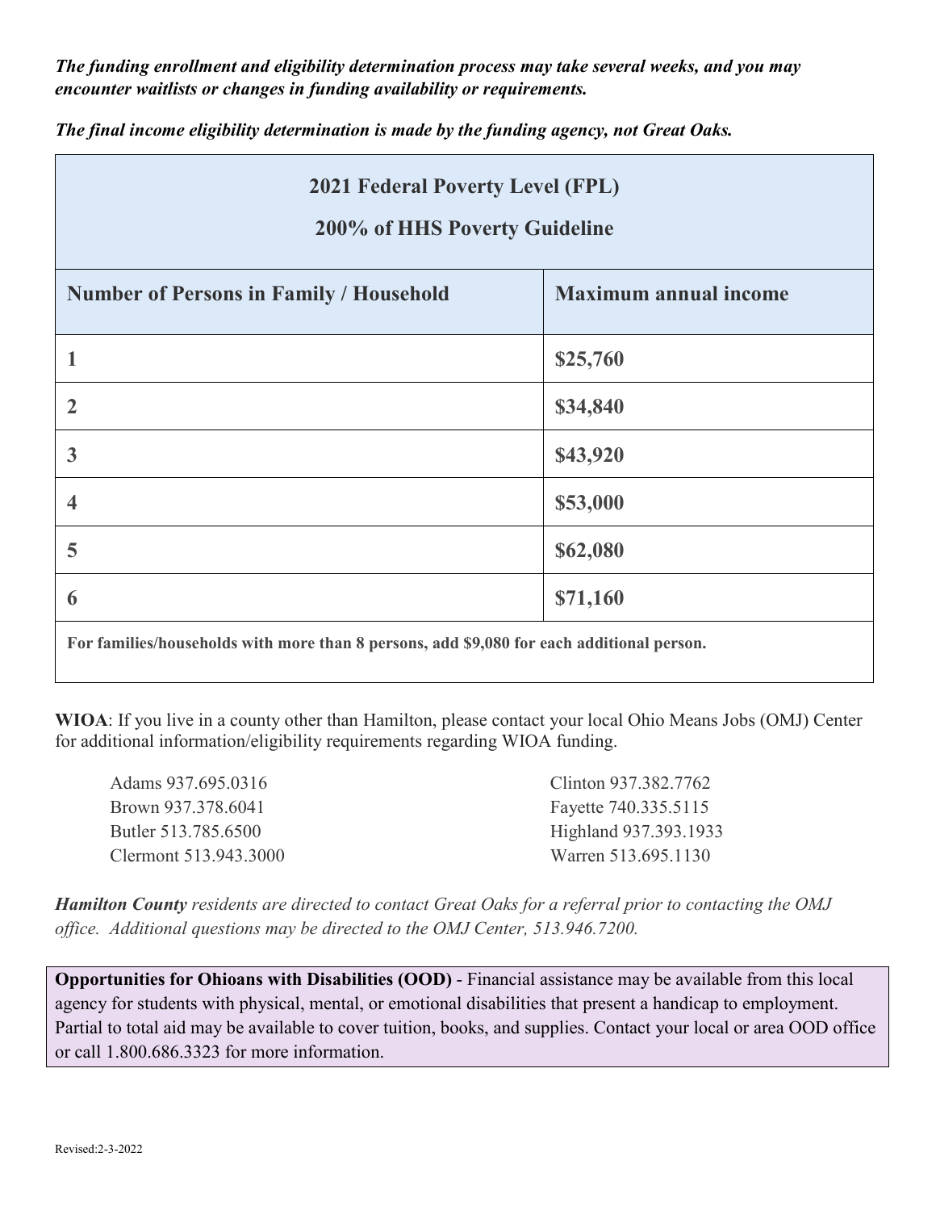***The funding enrollment and eligibility determination process may take several weeks, and you may encounter waitlists or changes in funding availability or requirements.***

***The final income eligibility determination is made by the funding agency, not Great Oaks.***

| 2021 Federal Poverty Level (FPL)<br>200% of HHS Poverty Guideline | |
|---|---|
| **Number of Persons in Family / Household** | **Maximum annual income** |
| 1 | $25,760 |
| 2 | $34,840 |
| 3 | $43,920 |
| 4 | $53,000 |
| 5 | $62,080 |
| 6 | $71,160 |
| **For families/households with more than 8 persons, add $9,080 for each additional person.** | |

**WIOA**: If you live in a county other than Hamilton, please contact your local Ohio Means Jobs (OMJ) Center for additional information/eligibility requirements regarding WIOA funding.

Adams 937.695.0316
Brown 937.378.6041
Butler 513.785.6500
Clermont 513.943.3000
Clinton 937.382.7762
Fayette 740.335.5115
Highland 937.393.1933
Warren 513.695.1130

***Hamilton County*** *residents are directed to contact Great Oaks for a referral prior to contacting the OMJ office. Additional questions may be directed to the OMJ Center, 513.946.7200.*

**Opportunities for Ohioans with Disabilities (OOD)** - Financial assistance may be available from this local agency for students with physical, mental, or emotional disabilities that present a handicap to employment. Partial to total aid may be available to cover tuition, books, and supplies. Contact your local or area OOD office or call 1.800.686.3323 for more information.

Revised:2-3-2022